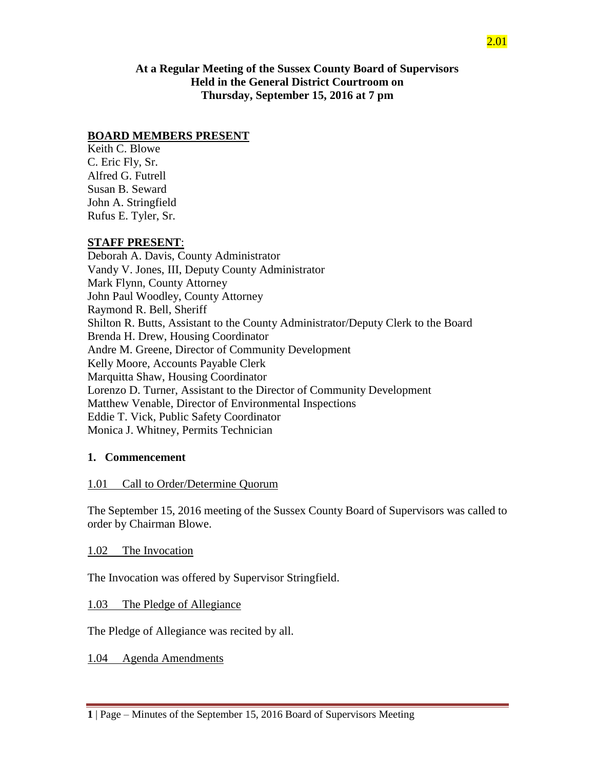2.01

**At a Regular Meeting of the Sussex County Board of Supervisors**
**Held in the General District Courtroom on**
**Thursday, September 15, 2016 at 7 pm**

**BOARD MEMBERS PRESENT**

Keith C. Blowe
C. Eric Fly, Sr.
Alfred G. Futrell
Susan B. Seward
John A. Stringfield
Rufus E. Tyler, Sr.

**STAFF PRESENT**:

Deborah A. Davis, County Administrator
Vandy V. Jones, III, Deputy County Administrator
Mark Flynn, County Attorney
John Paul Woodley, County Attorney
Raymond R. Bell, Sheriff
Shilton R. Butts, Assistant to the County Administrator/Deputy Clerk to the Board
Brenda H. Drew, Housing Coordinator
Andre M. Greene, Director of Community Development
Kelly Moore, Accounts Payable Clerk
Marquitta Shaw, Housing Coordinator
Lorenzo D. Turner, Assistant to the Director of Community Development
Matthew Venable, Director of Environmental Inspections
Eddie T. Vick, Public Safety Coordinator
Monica J. Whitney, Permits Technician

## 1. Commencement

1.01 Call to Order/Determine Quorum

The September 15, 2016 meeting of the Sussex County Board of Supervisors was called to order by Chairman Blowe.

1.02 The Invocation

The Invocation was offered by Supervisor Stringfield.

1.03 The Pledge of Allegiance

The Pledge of Allegiance was recited by all.

1.04 Agenda Amendments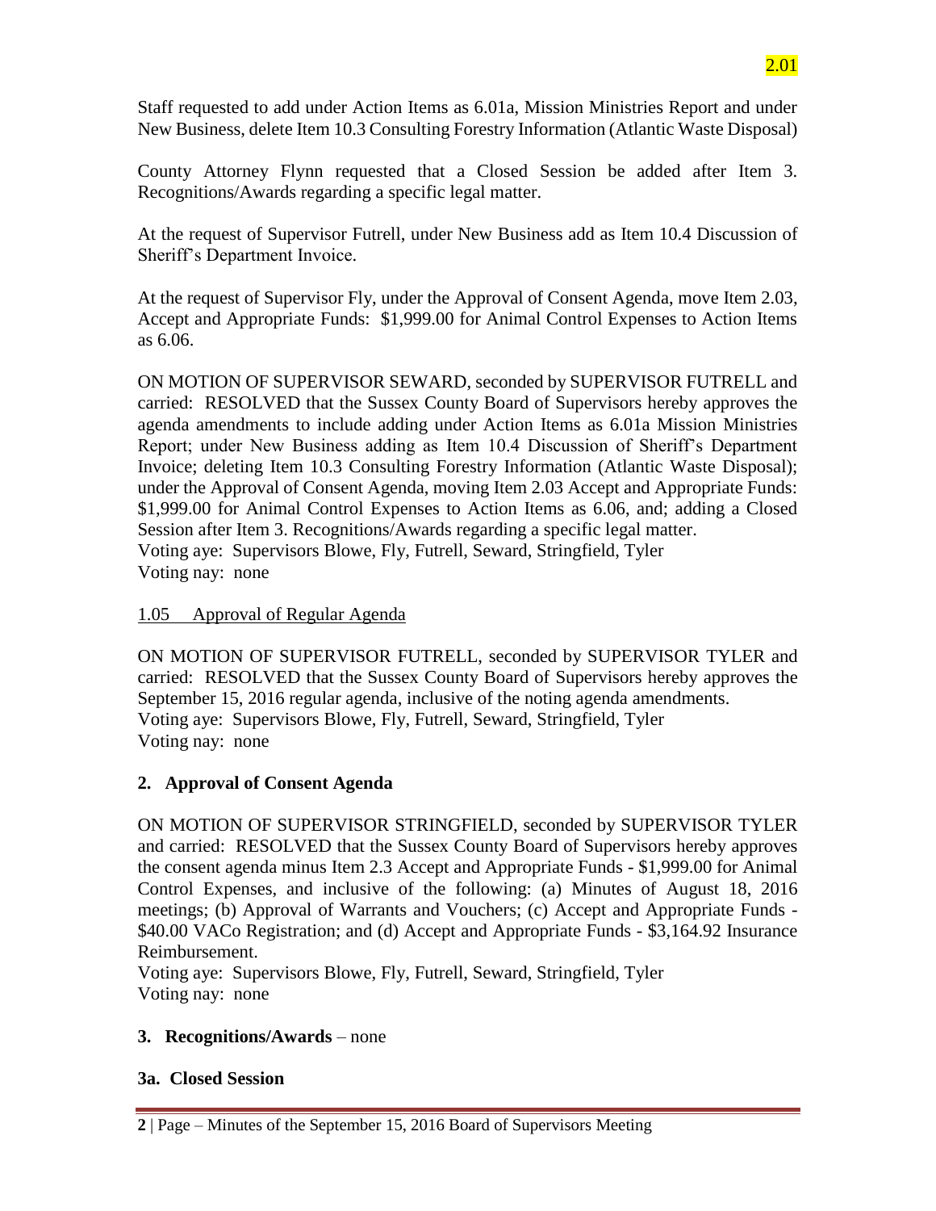2.01

Staff requested to add under Action Items as 6.01a, Mission Ministries Report and under New Business, delete Item 10.3 Consulting Forestry Information (Atlantic Waste Disposal)

County Attorney Flynn requested that a Closed Session be added after Item 3. Recognitions/Awards regarding a specific legal matter.

At the request of Supervisor Futrell, under New Business add as Item 10.4 Discussion of Sheriff's Department Invoice.

At the request of Supervisor Fly, under the Approval of Consent Agenda, move Item 2.03, Accept and Appropriate Funds: $1,999.00 for Animal Control Expenses to Action Items as 6.06.

ON MOTION OF SUPERVISOR SEWARD, seconded by SUPERVISOR FUTRELL and carried: RESOLVED that the Sussex County Board of Supervisors hereby approves the agenda amendments to include adding under Action Items as 6.01a Mission Ministries Report; under New Business adding as Item 10.4 Discussion of Sheriff's Department Invoice; deleting Item 10.3 Consulting Forestry Information (Atlantic Waste Disposal); under the Approval of Consent Agenda, moving Item 2.03 Accept and Appropriate Funds: $1,999.00 for Animal Control Expenses to Action Items as 6.06, and; adding a Closed Session after Item 3. Recognitions/Awards regarding a specific legal matter.
Voting aye: Supervisors Blowe, Fly, Futrell, Seward, Stringfield, Tyler
Voting nay: none

1.05 Approval of Regular Agenda

ON MOTION OF SUPERVISOR FUTRELL, seconded by SUPERVISOR TYLER and carried: RESOLVED that the Sussex County Board of Supervisors hereby approves the September 15, 2016 regular agenda, inclusive of the noting agenda amendments.
Voting aye: Supervisors Blowe, Fly, Futrell, Seward, Stringfield, Tyler
Voting nay: none

## 2. Approval of Consent Agenda

ON MOTION OF SUPERVISOR STRINGFIELD, seconded by SUPERVISOR TYLER and carried: RESOLVED that the Sussex County Board of Supervisors hereby approves the consent agenda minus Item 2.3 Accept and Appropriate Funds - $1,999.00 for Animal Control Expenses, and inclusive of the following: (a) Minutes of August 18, 2016 meetings; (b) Approval of Warrants and Vouchers; (c) Accept and Appropriate Funds - $40.00 VACo Registration; and (d) Accept and Appropriate Funds - $3,164.92 Insurance Reimbursement.
Voting aye: Supervisors Blowe, Fly, Futrell, Seward, Stringfield, Tyler
Voting nay: none

## 3. Recognitions/Awards – none

## 3a. Closed Session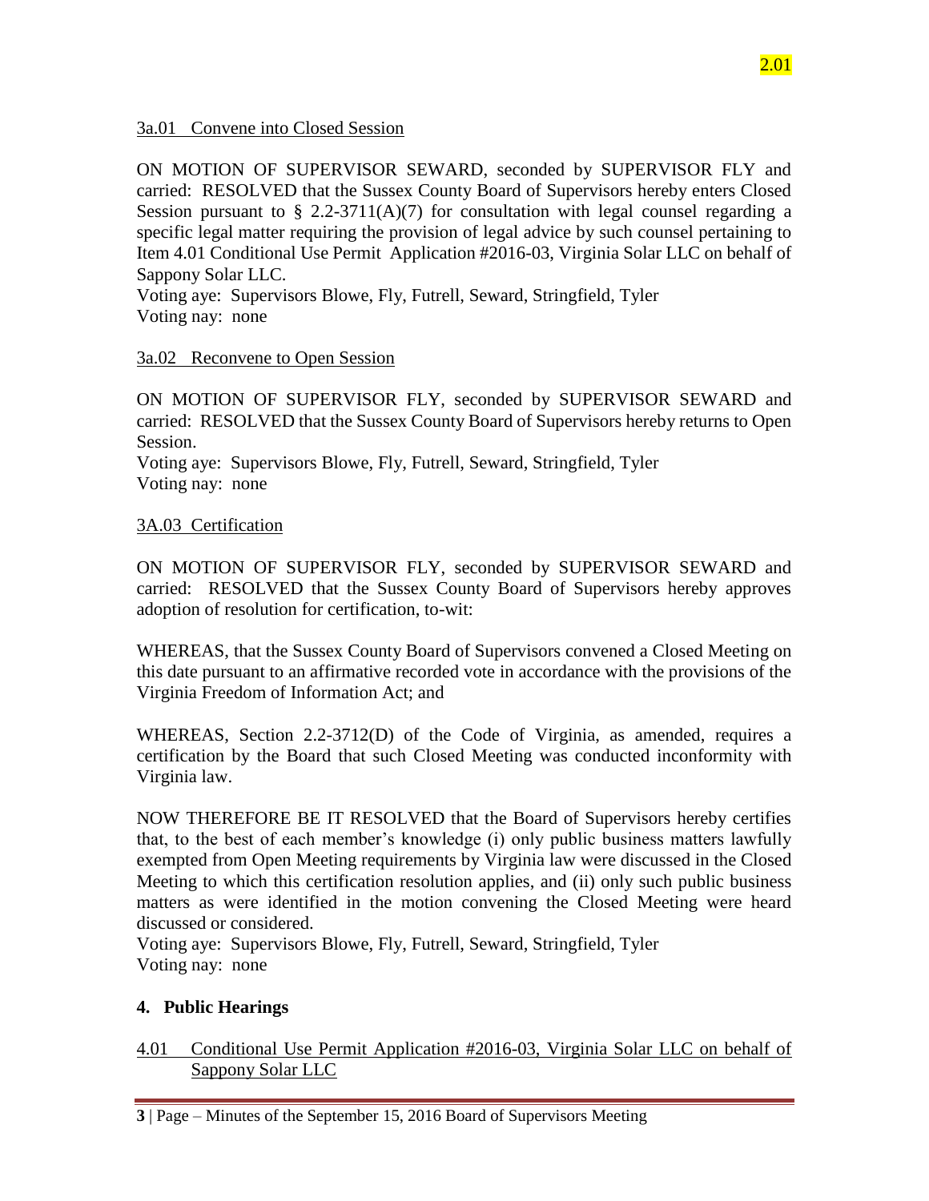2.01

3a.01 Convene into Closed Session

ON MOTION OF SUPERVISOR SEWARD, seconded by SUPERVISOR FLY and carried: RESOLVED that the Sussex County Board of Supervisors hereby enters Closed Session pursuant to § 2.2-3711(A)(7) for consultation with legal counsel regarding a specific legal matter requiring the provision of legal advice by such counsel pertaining to Item 4.01 Conditional Use Permit Application #2016-03, Virginia Solar LLC on behalf of Sappony Solar LLC.
Voting aye: Supervisors Blowe, Fly, Futrell, Seward, Stringfield, Tyler
Voting nay: none

3a.02 Reconvene to Open Session

ON MOTION OF SUPERVISOR FLY, seconded by SUPERVISOR SEWARD and carried: RESOLVED that the Sussex County Board of Supervisors hereby returns to Open Session.
Voting aye: Supervisors Blowe, Fly, Futrell, Seward, Stringfield, Tyler
Voting nay: none

3A.03 Certification

ON MOTION OF SUPERVISOR FLY, seconded by SUPERVISOR SEWARD and carried: RESOLVED that the Sussex County Board of Supervisors hereby approves adoption of resolution for certification, to-wit:

WHEREAS, that the Sussex County Board of Supervisors convened a Closed Meeting on this date pursuant to an affirmative recorded vote in accordance with the provisions of the Virginia Freedom of Information Act; and

WHEREAS, Section 2.2-3712(D) of the Code of Virginia, as amended, requires a certification by the Board that such Closed Meeting was conducted inconformity with Virginia law.

NOW THEREFORE BE IT RESOLVED that the Board of Supervisors hereby certifies that, to the best of each member's knowledge (i) only public business matters lawfully exempted from Open Meeting requirements by Virginia law were discussed in the Closed Meeting to which this certification resolution applies, and (ii) only such public business matters as were identified in the motion convening the Closed Meeting were heard discussed or considered.
Voting aye: Supervisors Blowe, Fly, Futrell, Seward, Stringfield, Tyler
Voting nay: none

## 4. Public Hearings

4.01 Conditional Use Permit Application #2016-03, Virginia Solar LLC on behalf of Sappony Solar LLC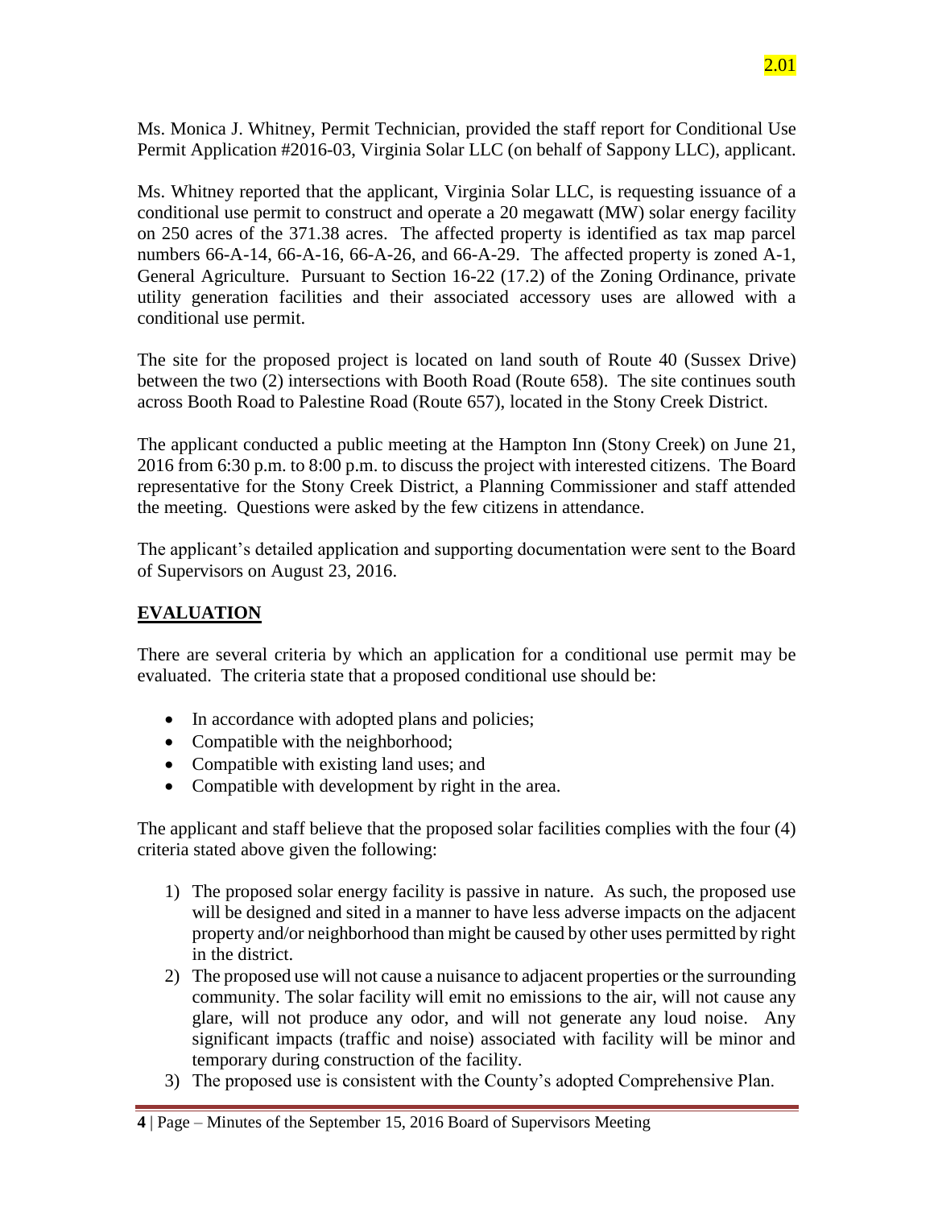Ms. Monica J. Whitney, Permit Technician, provided the staff report for Conditional Use Permit Application #2016-03, Virginia Solar LLC (on behalf of Sappony LLC), applicant.

Ms. Whitney reported that the applicant, Virginia Solar LLC, is requesting issuance of a conditional use permit to construct and operate a 20 megawatt (MW) solar energy facility on 250 acres of the 371.38 acres. The affected property is identified as tax map parcel numbers 66-A-14, 66-A-16, 66-A-26, and 66-A-29. The affected property is zoned A-1, General Agriculture. Pursuant to Section 16-22 (17.2) of the Zoning Ordinance, private utility generation facilities and their associated accessory uses are allowed with a conditional use permit.

The site for the proposed project is located on land south of Route 40 (Sussex Drive) between the two (2) intersections with Booth Road (Route 658). The site continues south across Booth Road to Palestine Road (Route 657), located in the Stony Creek District.

The applicant conducted a public meeting at the Hampton Inn (Stony Creek) on June 21, 2016 from 6:30 p.m. to 8:00 p.m. to discuss the project with interested citizens. The Board representative for the Stony Creek District, a Planning Commissioner and staff attended the meeting. Questions were asked by the few citizens in attendance.

The applicant's detailed application and supporting documentation were sent to the Board of Supervisors on August 23, 2016.

## EVALUATION

There are several criteria by which an application for a conditional use permit may be evaluated. The criteria state that a proposed conditional use should be:

- In accordance with adopted plans and policies;
- Compatible with the neighborhood;
- Compatible with existing land uses; and
- Compatible with development by right in the area.

The applicant and staff believe that the proposed solar facilities complies with the four (4) criteria stated above given the following:

1) The proposed solar energy facility is passive in nature. As such, the proposed use will be designed and sited in a manner to have less adverse impacts on the adjacent property and/or neighborhood than might be caused by other uses permitted by right in the district.
2) The proposed use will not cause a nuisance to adjacent properties or the surrounding community. The solar facility will emit no emissions to the air, will not cause any glare, will not produce any odor, and will not generate any loud noise. Any significant impacts (traffic and noise) associated with facility will be minor and temporary during construction of the facility.
3) The proposed use is consistent with the County's adopted Comprehensive Plan.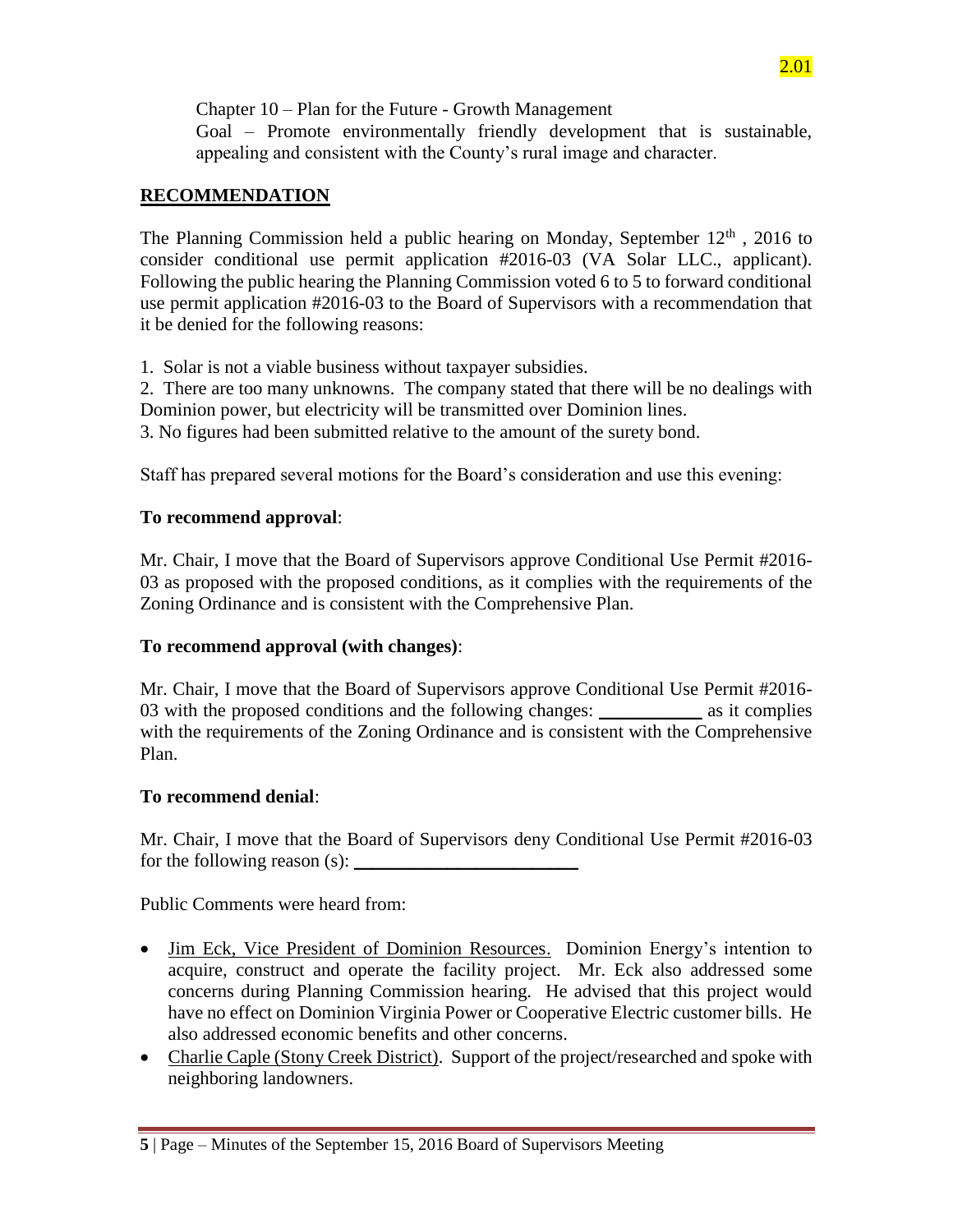Chapter 10 – Plan for the Future - Growth Management

Goal – Promote environmentally friendly development that is sustainable, appealing and consistent with the County's rural image and character.

## RECOMMENDATION

The Planning Commission held a public hearing on Monday, September 12th , 2016 to consider conditional use permit application #2016-03 (VA Solar LLC., applicant). Following the public hearing the Planning Commission voted 6 to 5 to forward conditional use permit application #2016-03 to the Board of Supervisors with a recommendation that it be denied for the following reasons:

1. Solar is not a viable business without taxpayer subsidies.
2. There are too many unknowns. The company stated that there will be no dealings with Dominion power, but electricity will be transmitted over Dominion lines.
3. No figures had been submitted relative to the amount of the surety bond.

Staff has prepared several motions for the Board's consideration and use this evening:

**To recommend approval**:

Mr. Chair, I move that the Board of Supervisors approve Conditional Use Permit #2016-03 as proposed with the proposed conditions, as it complies with the requirements of the Zoning Ordinance and is consistent with the Comprehensive Plan.

**To recommend approval (with changes)**:

Mr. Chair, I move that the Board of Supervisors approve Conditional Use Permit #2016-03 with the proposed conditions and the following changes: ___________ as it complies with the requirements of the Zoning Ordinance and is consistent with the Comprehensive Plan.

**To recommend denial**:

Mr. Chair, I move that the Board of Supervisors deny Conditional Use Permit #2016-03 for the following reason (s): ________________________

Public Comments were heard from:

- Jim Eck, Vice President of Dominion Resources. Dominion Energy's intention to acquire, construct and operate the facility project. Mr. Eck also addressed some concerns during Planning Commission hearing. He advised that this project would have no effect on Dominion Virginia Power or Cooperative Electric customer bills. He also addressed economic benefits and other concerns.
- Charlie Caple (Stony Creek District). Support of the project/researched and spoke with neighboring landowners.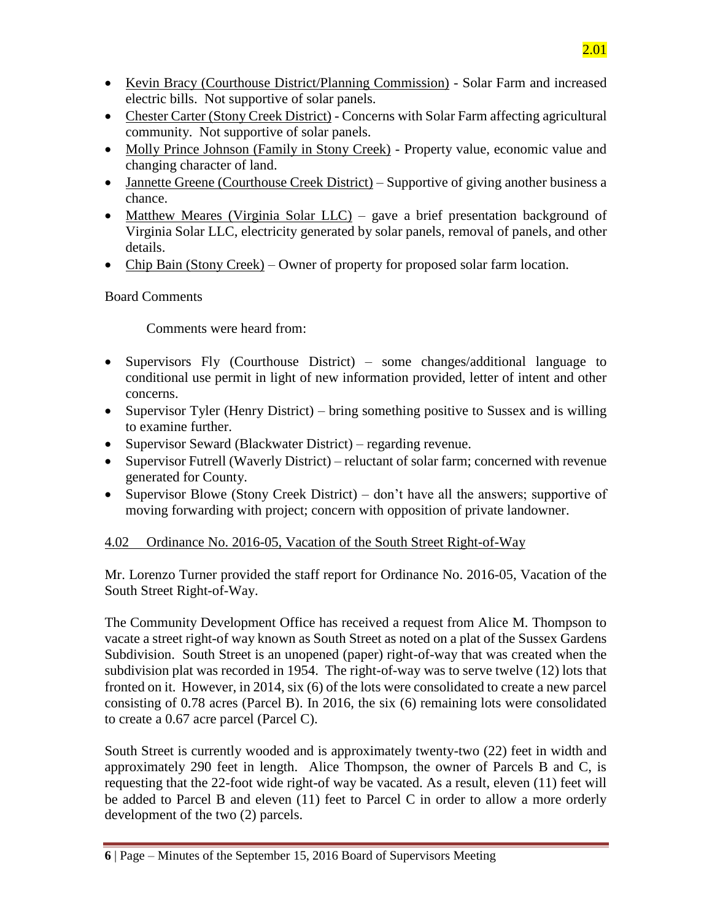- Kevin Bracy (Courthouse District/Planning Commission) - Solar Farm and increased electric bills. Not supportive of solar panels.
- Chester Carter (Stony Creek District) - Concerns with Solar Farm affecting agricultural community. Not supportive of solar panels.
- Molly Prince Johnson (Family in Stony Creek) - Property value, economic value and changing character of land.
- Jannette Greene (Courthouse Creek District) – Supportive of giving another business a chance.
- Matthew Meares (Virginia Solar LLC) – gave a brief presentation background of Virginia Solar LLC, electricity generated by solar panels, removal of panels, and other details.
- Chip Bain (Stony Creek) – Owner of property for proposed solar farm location.

Board Comments

Comments were heard from:

- Supervisors Fly (Courthouse District) – some changes/additional language to conditional use permit in light of new information provided, letter of intent and other concerns.
- Supervisor Tyler (Henry District) – bring something positive to Sussex and is willing to examine further.
- Supervisor Seward (Blackwater District) – regarding revenue.
- Supervisor Futrell (Waverly District) – reluctant of solar farm; concerned with revenue generated for County.
- Supervisor Blowe (Stony Creek District) – don't have all the answers; supportive of moving forwarding with project; concern with opposition of private landowner.

4.02 Ordinance No. 2016-05, Vacation of the South Street Right-of-Way

Mr. Lorenzo Turner provided the staff report for Ordinance No. 2016-05, Vacation of the South Street Right-of-Way.

The Community Development Office has received a request from Alice M. Thompson to vacate a street right-of way known as South Street as noted on a plat of the Sussex Gardens Subdivision. South Street is an unopened (paper) right-of-way that was created when the subdivision plat was recorded in 1954. The right-of-way was to serve twelve (12) lots that fronted on it. However, in 2014, six (6) of the lots were consolidated to create a new parcel consisting of 0.78 acres (Parcel B). In 2016, the six (6) remaining lots were consolidated to create a 0.67 acre parcel (Parcel C).

South Street is currently wooded and is approximately twenty-two (22) feet in width and approximately 290 feet in length. Alice Thompson, the owner of Parcels B and C, is requesting that the 22-foot wide right-of way be vacated. As a result, eleven (11) feet will be added to Parcel B and eleven (11) feet to Parcel C in order to allow a more orderly development of the two (2) parcels.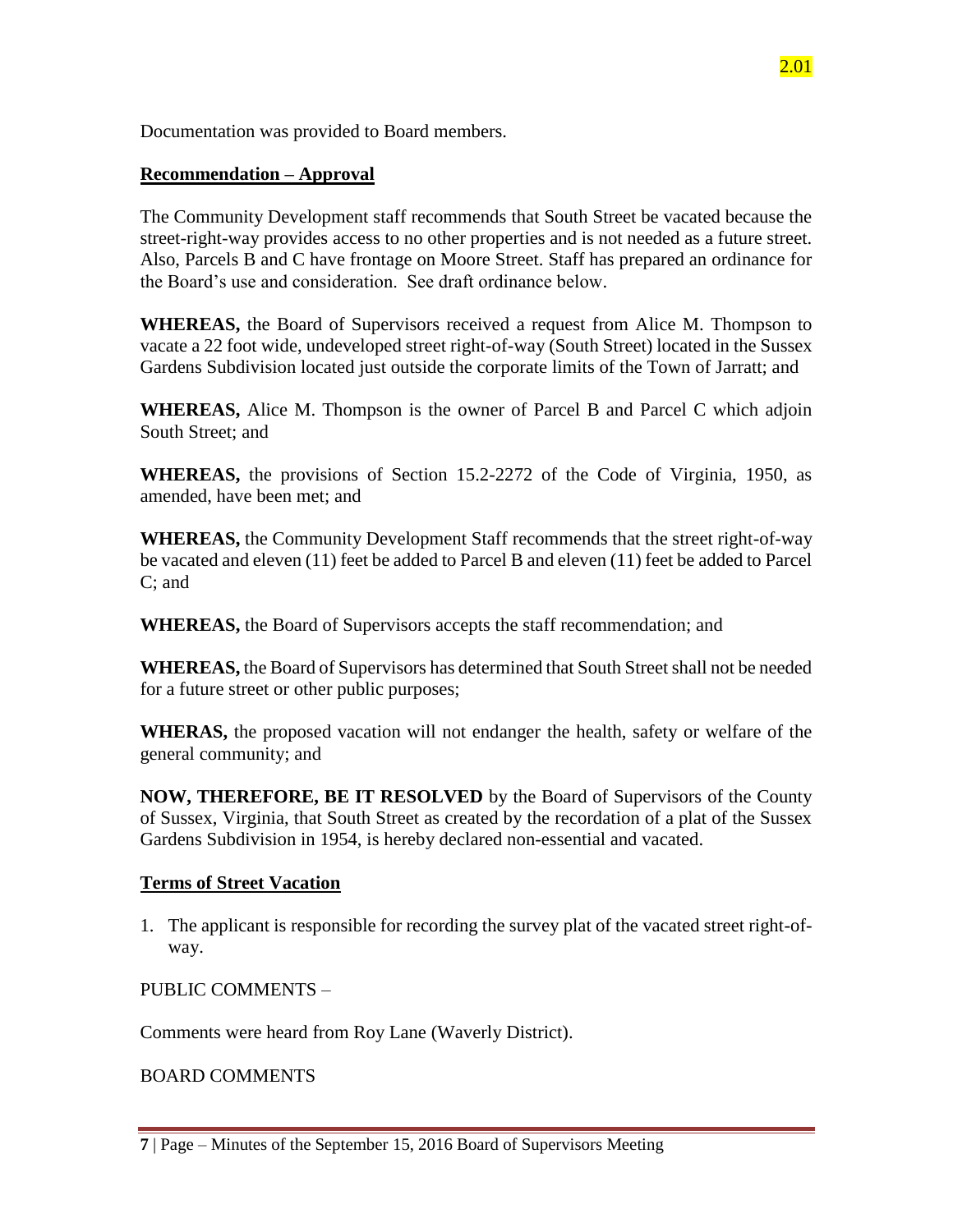2.01

Documentation was provided to Board members.

**Recommendation – Approval**

The Community Development staff recommends that South Street be vacated because the street-right-way provides access to no other properties and is not needed as a future street. Also, Parcels B and C have frontage on Moore Street. Staff has prepared an ordinance for the Board's use and consideration. See draft ordinance below.

**WHEREAS,** the Board of Supervisors received a request from Alice M. Thompson to vacate a 22 foot wide, undeveloped street right-of-way (South Street) located in the Sussex Gardens Subdivision located just outside the corporate limits of the Town of Jarratt; and

**WHEREAS,** Alice M. Thompson is the owner of Parcel B and Parcel C which adjoin South Street; and

**WHEREAS,** the provisions of Section 15.2-2272 of the Code of Virginia, 1950, as amended, have been met; and

**WHEREAS,** the Community Development Staff recommends that the street right-of-way be vacated and eleven (11) feet be added to Parcel B and eleven (11) feet be added to Parcel C; and

**WHEREAS,** the Board of Supervisors accepts the staff recommendation; and

**WHEREAS,** the Board of Supervisors has determined that South Street shall not be needed for a future street or other public purposes;

**WHERAS,** the proposed vacation will not endanger the health, safety or welfare of the general community; and

**NOW, THEREFORE, BE IT RESOLVED** by the Board of Supervisors of the County of Sussex, Virginia, that South Street as created by the recordation of a plat of the Sussex Gardens Subdivision in 1954, is hereby declared non-essential and vacated.

**Terms of Street Vacation**

1. The applicant is responsible for recording the survey plat of the vacated street right-of-way.

PUBLIC COMMENTS –

Comments were heard from Roy Lane (Waverly District).

BOARD COMMENTS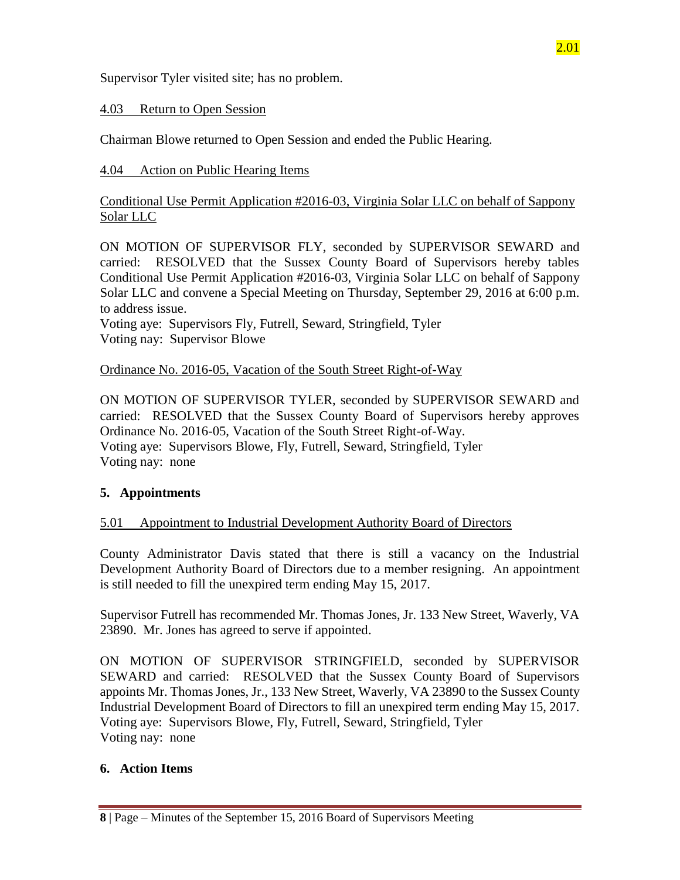Supervisor Tyler visited site; has no problem.

4.03 Return to Open Session

Chairman Blowe returned to Open Session and ended the Public Hearing.

4.04 Action on Public Hearing Items

Conditional Use Permit Application #2016-03, Virginia Solar LLC on behalf of Sappony Solar LLC

ON MOTION OF SUPERVISOR FLY, seconded by SUPERVISOR SEWARD and carried: RESOLVED that the Sussex County Board of Supervisors hereby tables Conditional Use Permit Application #2016-03, Virginia Solar LLC on behalf of Sappony Solar LLC and convene a Special Meeting on Thursday, September 29, 2016 at 6:00 p.m. to address issue.
Voting aye: Supervisors Fly, Futrell, Seward, Stringfield, Tyler
Voting nay: Supervisor Blowe

Ordinance No. 2016-05, Vacation of the South Street Right-of-Way

ON MOTION OF SUPERVISOR TYLER, seconded by SUPERVISOR SEWARD and carried: RESOLVED that the Sussex County Board of Supervisors hereby approves Ordinance No. 2016-05, Vacation of the South Street Right-of-Way.
Voting aye: Supervisors Blowe, Fly, Futrell, Seward, Stringfield, Tyler
Voting nay: none

## 5. Appointments

5.01 Appointment to Industrial Development Authority Board of Directors

County Administrator Davis stated that there is still a vacancy on the Industrial Development Authority Board of Directors due to a member resigning. An appointment is still needed to fill the unexpired term ending May 15, 2017.

Supervisor Futrell has recommended Mr. Thomas Jones, Jr. 133 New Street, Waverly, VA 23890. Mr. Jones has agreed to serve if appointed.

ON MOTION OF SUPERVISOR STRINGFIELD, seconded by SUPERVISOR SEWARD and carried: RESOLVED that the Sussex County Board of Supervisors appoints Mr. Thomas Jones, Jr., 133 New Street, Waverly, VA 23890 to the Sussex County Industrial Development Board of Directors to fill an unexpired term ending May 15, 2017.
Voting aye: Supervisors Blowe, Fly, Futrell, Seward, Stringfield, Tyler
Voting nay: none

## 6. Action Items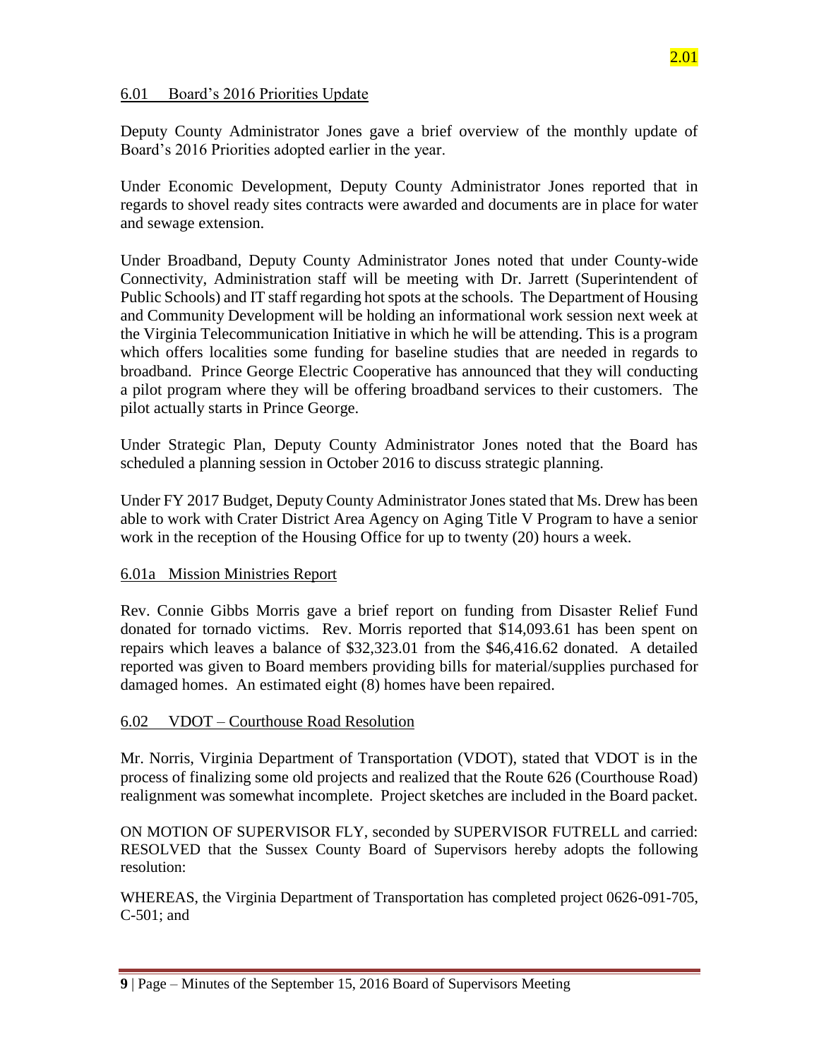2.01

6.01 Board's 2016 Priorities Update

Deputy County Administrator Jones gave a brief overview of the monthly update of Board's 2016 Priorities adopted earlier in the year.

Under Economic Development, Deputy County Administrator Jones reported that in regards to shovel ready sites contracts were awarded and documents are in place for water and sewage extension.

Under Broadband, Deputy County Administrator Jones noted that under County-wide Connectivity, Administration staff will be meeting with Dr. Jarrett (Superintendent of Public Schools) and IT staff regarding hot spots at the schools. The Department of Housing and Community Development will be holding an informational work session next week at the Virginia Telecommunication Initiative in which he will be attending. This is a program which offers localities some funding for baseline studies that are needed in regards to broadband. Prince George Electric Cooperative has announced that they will conducting a pilot program where they will be offering broadband services to their customers. The pilot actually starts in Prince George.

Under Strategic Plan, Deputy County Administrator Jones noted that the Board has scheduled a planning session in October 2016 to discuss strategic planning.

Under FY 2017 Budget, Deputy County Administrator Jones stated that Ms. Drew has been able to work with Crater District Area Agency on Aging Title V Program to have a senior work in the reception of the Housing Office for up to twenty (20) hours a week.

6.01a Mission Ministries Report

Rev. Connie Gibbs Morris gave a brief report on funding from Disaster Relief Fund donated for tornado victims. Rev. Morris reported that $14,093.61 has been spent on repairs which leaves a balance of $32,323.01 from the $46,416.62 donated. A detailed reported was given to Board members providing bills for material/supplies purchased for damaged homes. An estimated eight (8) homes have been repaired.

6.02 VDOT – Courthouse Road Resolution

Mr. Norris, Virginia Department of Transportation (VDOT), stated that VDOT is in the process of finalizing some old projects and realized that the Route 626 (Courthouse Road) realignment was somewhat incomplete. Project sketches are included in the Board packet.

ON MOTION OF SUPERVISOR FLY, seconded by SUPERVISOR FUTRELL and carried: RESOLVED that the Sussex County Board of Supervisors hereby adopts the following resolution:

WHEREAS, the Virginia Department of Transportation has completed project 0626-091-705, C-501; and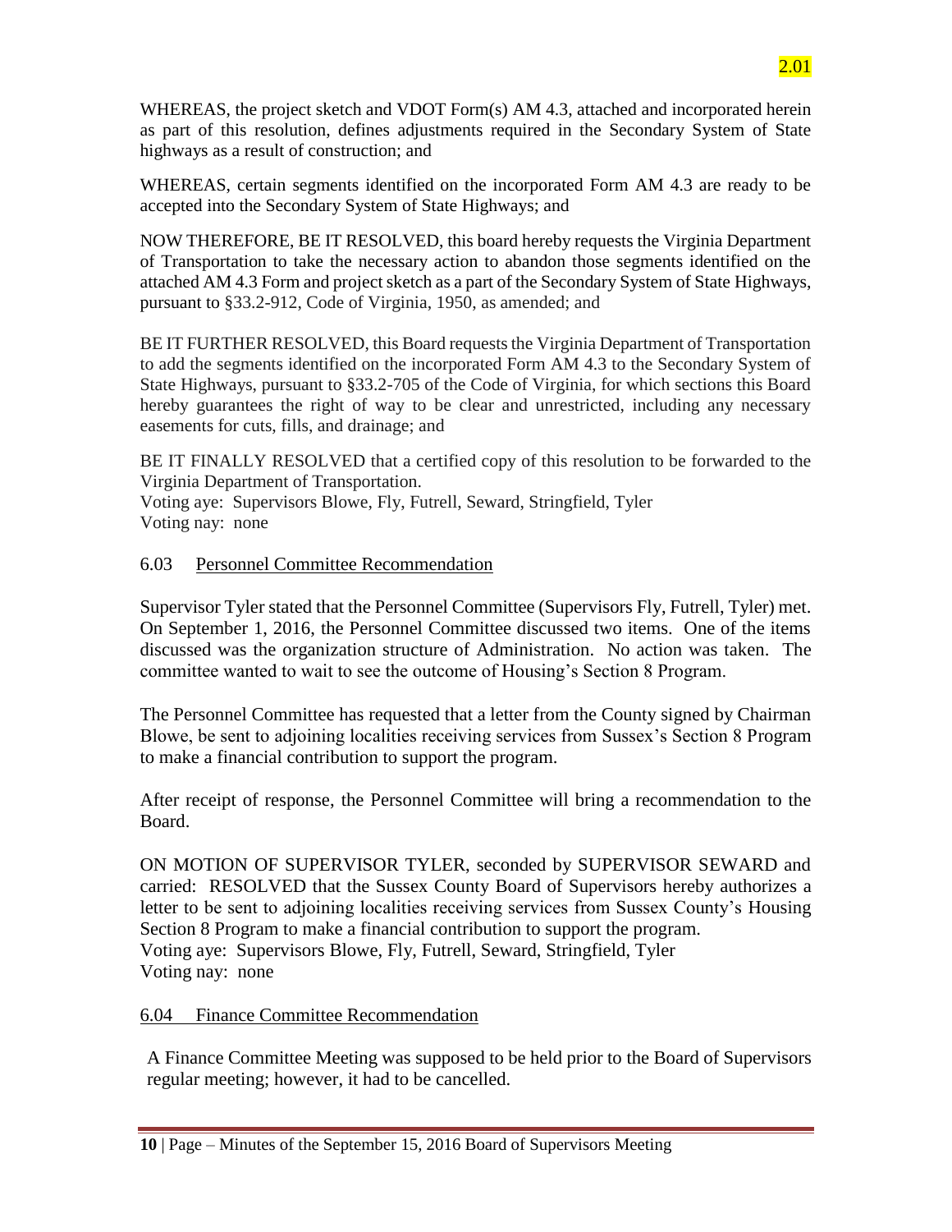WHEREAS, the project sketch and VDOT Form(s) AM 4.3, attached and incorporated herein as part of this resolution, defines adjustments required in the Secondary System of State highways as a result of construction; and

WHEREAS, certain segments identified on the incorporated Form AM 4.3 are ready to be accepted into the Secondary System of State Highways; and

NOW THEREFORE, BE IT RESOLVED, this board hereby requests the Virginia Department of Transportation to take the necessary action to abandon those segments identified on the attached AM 4.3 Form and project sketch as a part of the Secondary System of State Highways, pursuant to §33.2-912, Code of Virginia, 1950, as amended; and

BE IT FURTHER RESOLVED, this Board requests the Virginia Department of Transportation to add the segments identified on the incorporated Form AM 4.3 to the Secondary System of State Highways, pursuant to §33.2-705 of the Code of Virginia, for which sections this Board hereby guarantees the right of way to be clear and unrestricted, including any necessary easements for cuts, fills, and drainage; and

BE IT FINALLY RESOLVED that a certified copy of this resolution to be forwarded to the Virginia Department of Transportation.
Voting aye: Supervisors Blowe, Fly, Futrell, Seward, Stringfield, Tyler
Voting nay: none

### 6.03 Personnel Committee Recommendation

Supervisor Tyler stated that the Personnel Committee (Supervisors Fly, Futrell, Tyler) met. On September 1, 2016, the Personnel Committee discussed two items. One of the items discussed was the organization structure of Administration. No action was taken. The committee wanted to wait to see the outcome of Housing's Section 8 Program.

The Personnel Committee has requested that a letter from the County signed by Chairman Blowe, be sent to adjoining localities receiving services from Sussex's Section 8 Program to make a financial contribution to support the program.

After receipt of response, the Personnel Committee will bring a recommendation to the Board.

ON MOTION OF SUPERVISOR TYLER, seconded by SUPERVISOR SEWARD and carried: RESOLVED that the Sussex County Board of Supervisors hereby authorizes a letter to be sent to adjoining localities receiving services from Sussex County's Housing Section 8 Program to make a financial contribution to support the program.
Voting aye: Supervisors Blowe, Fly, Futrell, Seward, Stringfield, Tyler
Voting nay: none

### 6.04 Finance Committee Recommendation

A Finance Committee Meeting was supposed to be held prior to the Board of Supervisors regular meeting; however, it had to be cancelled.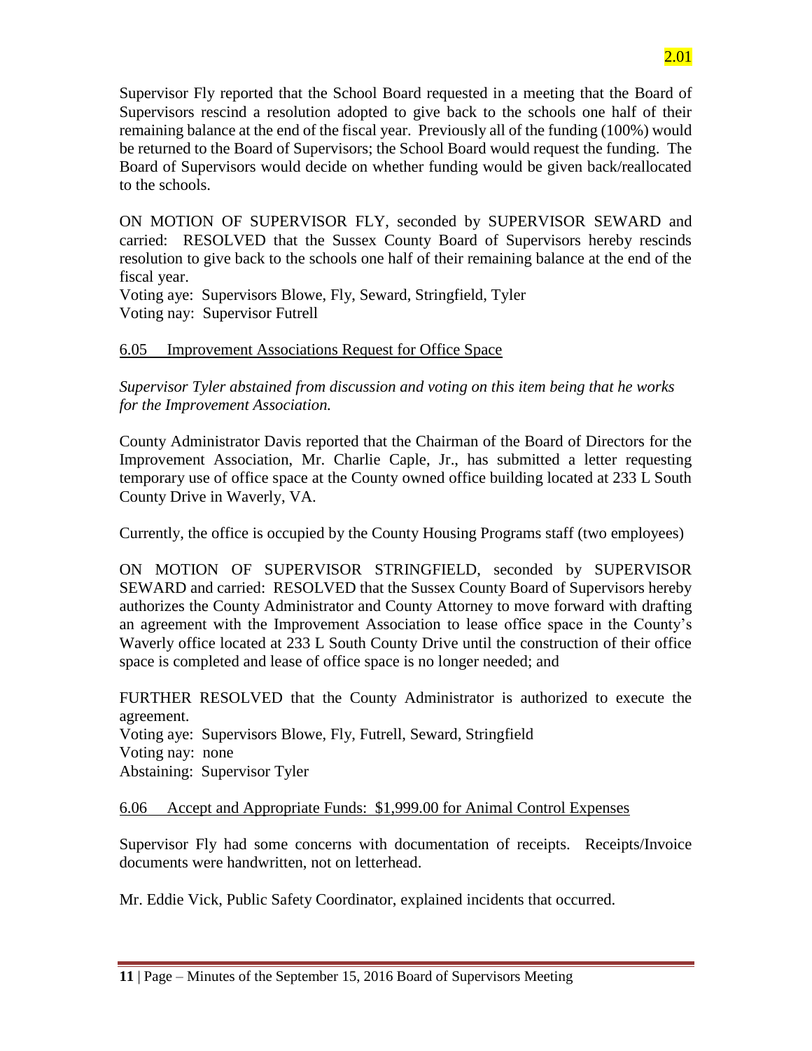Supervisor Fly reported that the School Board requested in a meeting that the Board of Supervisors rescind a resolution adopted to give back to the schools one half of their remaining balance at the end of the fiscal year. Previously all of the funding (100%) would be returned to the Board of Supervisors; the School Board would request the funding. The Board of Supervisors would decide on whether funding would be given back/reallocated to the schools.

ON MOTION OF SUPERVISOR FLY, seconded by SUPERVISOR SEWARD and carried: RESOLVED that the Sussex County Board of Supervisors hereby rescinds resolution to give back to the schools one half of their remaining balance at the end of the fiscal year.
Voting aye: Supervisors Blowe, Fly, Seward, Stringfield, Tyler
Voting nay: Supervisor Futrell

6.05 Improvement Associations Request for Office Space

*Supervisor Tyler abstained from discussion and voting on this item being that he works for the Improvement Association.*

County Administrator Davis reported that the Chairman of the Board of Directors for the Improvement Association, Mr. Charlie Caple, Jr., has submitted a letter requesting temporary use of office space at the County owned office building located at 233 L South County Drive in Waverly, VA.

Currently, the office is occupied by the County Housing Programs staff (two employees)

ON MOTION OF SUPERVISOR STRINGFIELD, seconded by SUPERVISOR SEWARD and carried: RESOLVED that the Sussex County Board of Supervisors hereby authorizes the County Administrator and County Attorney to move forward with drafting an agreement with the Improvement Association to lease office space in the County's Waverly office located at 233 L South County Drive until the construction of their office space is completed and lease of office space is no longer needed; and

FURTHER RESOLVED that the County Administrator is authorized to execute the agreement.
Voting aye: Supervisors Blowe, Fly, Futrell, Seward, Stringfield
Voting nay: none
Abstaining: Supervisor Tyler

6.06 Accept and Appropriate Funds: $1,999.00 for Animal Control Expenses

Supervisor Fly had some concerns with documentation of receipts. Receipts/Invoice documents were handwritten, not on letterhead.

Mr. Eddie Vick, Public Safety Coordinator, explained incidents that occurred.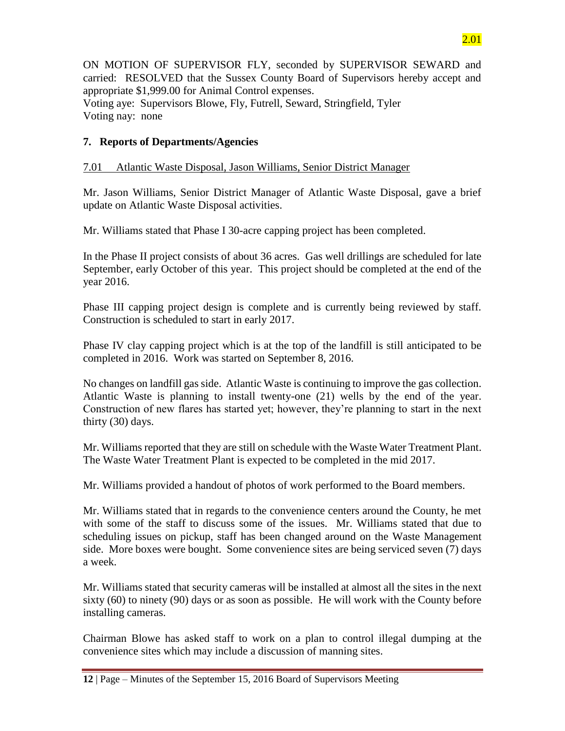2.01

ON MOTION OF SUPERVISOR FLY, seconded by SUPERVISOR SEWARD and carried: RESOLVED that the Sussex County Board of Supervisors hereby accept and appropriate $1,999.00 for Animal Control expenses.
Voting aye: Supervisors Blowe, Fly, Futrell, Seward, Stringfield, Tyler
Voting nay: none

## 7. Reports of Departments/Agencies

7.01 Atlantic Waste Disposal, Jason Williams, Senior District Manager

Mr. Jason Williams, Senior District Manager of Atlantic Waste Disposal, gave a brief update on Atlantic Waste Disposal activities.

Mr. Williams stated that Phase I 30-acre capping project has been completed.

In the Phase II project consists of about 36 acres. Gas well drillings are scheduled for late September, early October of this year. This project should be completed at the end of the year 2016.

Phase III capping project design is complete and is currently being reviewed by staff. Construction is scheduled to start in early 2017.

Phase IV clay capping project which is at the top of the landfill is still anticipated to be completed in 2016. Work was started on September 8, 2016.

No changes on landfill gas side. Atlantic Waste is continuing to improve the gas collection. Atlantic Waste is planning to install twenty-one (21) wells by the end of the year. Construction of new flares has started yet; however, they're planning to start in the next thirty (30) days.

Mr. Williams reported that they are still on schedule with the Waste Water Treatment Plant. The Waste Water Treatment Plant is expected to be completed in the mid 2017.

Mr. Williams provided a handout of photos of work performed to the Board members.

Mr. Williams stated that in regards to the convenience centers around the County, he met with some of the staff to discuss some of the issues. Mr. Williams stated that due to scheduling issues on pickup, staff has been changed around on the Waste Management side. More boxes were bought. Some convenience sites are being serviced seven (7) days a week.

Mr. Williams stated that security cameras will be installed at almost all the sites in the next sixty (60) to ninety (90) days or as soon as possible. He will work with the County before installing cameras.

Chairman Blowe has asked staff to work on a plan to control illegal dumping at the convenience sites which may include a discussion of manning sites.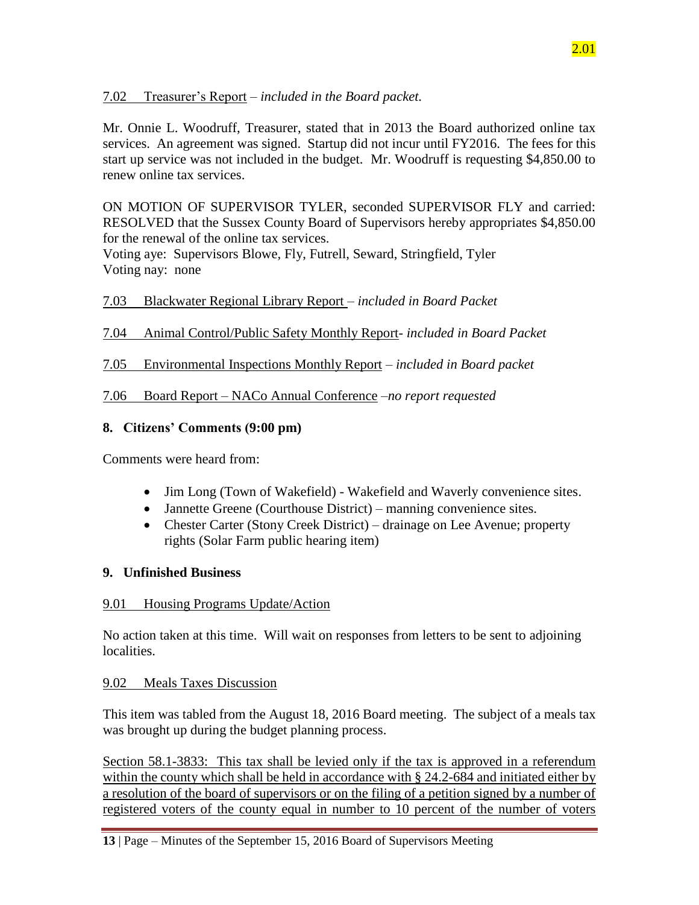7.02 Treasurer's Report – *included in the Board packet.*

Mr. Onnie L. Woodruff, Treasurer, stated that in 2013 the Board authorized online tax services. An agreement was signed. Startup did not incur until FY2016. The fees for this start up service was not included in the budget. Mr. Woodruff is requesting $4,850.00 to renew online tax services.

ON MOTION OF SUPERVISOR TYLER, seconded SUPERVISOR FLY and carried: RESOLVED that the Sussex County Board of Supervisors hereby appropriates $4,850.00 for the renewal of the online tax services.
Voting aye: Supervisors Blowe, Fly, Futrell, Seward, Stringfield, Tyler
Voting nay: none

7.03 Blackwater Regional Library Report – *included in Board Packet*

7.04 Animal Control/Public Safety Monthly Report- *included in Board Packet*

7.05 Environmental Inspections Monthly Report – *included in Board packet*

7.06 Board Report – NACo Annual Conference –*no report requested*

## 8. Citizens' Comments (9:00 pm)

Comments were heard from:

- Jim Long (Town of Wakefield) - Wakefield and Waverly convenience sites.
- Jannette Greene (Courthouse District) – manning convenience sites.
- Chester Carter (Stony Creek District) – drainage on Lee Avenue; property rights (Solar Farm public hearing item)

## 9. Unfinished Business

9.01 Housing Programs Update/Action

No action taken at this time. Will wait on responses from letters to be sent to adjoining localities.

9.02 Meals Taxes Discussion

This item was tabled from the August 18, 2016 Board meeting. The subject of a meals tax was brought up during the budget planning process.

Section 58.1-3833: This tax shall be levied only if the tax is approved in a referendum within the county which shall be held in accordance with § 24.2-684 and initiated either by a resolution of the board of supervisors or on the filing of a petition signed by a number of registered voters of the county equal in number to 10 percent of the number of voters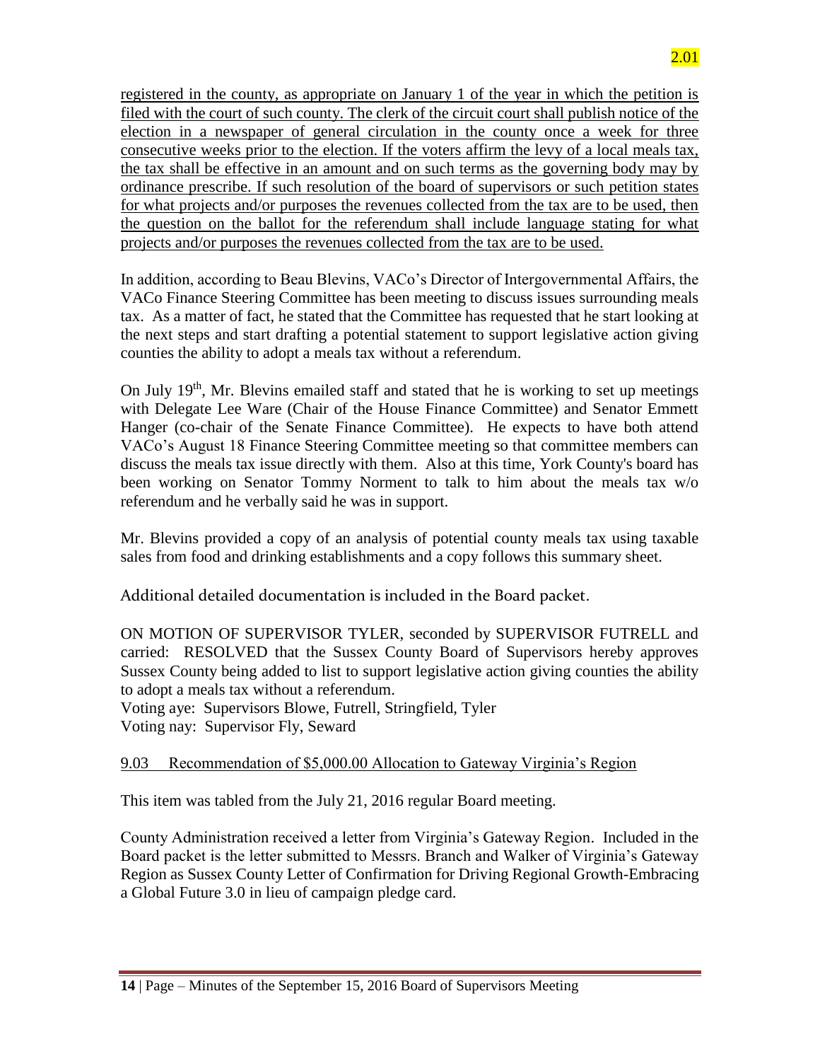registered in the county, as appropriate on January 1 of the year in which the petition is filed with the court of such county. The clerk of the circuit court shall publish notice of the election in a newspaper of general circulation in the county once a week for three consecutive weeks prior to the election. If the voters affirm the levy of a local meals tax, the tax shall be effective in an amount and on such terms as the governing body may by ordinance prescribe. If such resolution of the board of supervisors or such petition states for what projects and/or purposes the revenues collected from the tax are to be used, then the question on the ballot for the referendum shall include language stating for what projects and/or purposes the revenues collected from the tax are to be used.

In addition, according to Beau Blevins, VACo's Director of Intergovernmental Affairs, the VACo Finance Steering Committee has been meeting to discuss issues surrounding meals tax. As a matter of fact, he stated that the Committee has requested that he start looking at the next steps and start drafting a potential statement to support legislative action giving counties the ability to adopt a meals tax without a referendum.

On July 19th, Mr. Blevins emailed staff and stated that he is working to set up meetings with Delegate Lee Ware (Chair of the House Finance Committee) and Senator Emmett Hanger (co-chair of the Senate Finance Committee). He expects to have both attend VACo's August 18 Finance Steering Committee meeting so that committee members can discuss the meals tax issue directly with them. Also at this time, York County's board has been working on Senator Tommy Norment to talk to him about the meals tax w/o referendum and he verbally said he was in support.

Mr. Blevins provided a copy of an analysis of potential county meals tax using taxable sales from food and drinking establishments and a copy follows this summary sheet.

Additional detailed documentation is included in the Board packet.

ON MOTION OF SUPERVISOR TYLER, seconded by SUPERVISOR FUTRELL and carried: RESOLVED that the Sussex County Board of Supervisors hereby approves Sussex County being added to list to support legislative action giving counties the ability to adopt a meals tax without a referendum.
Voting aye: Supervisors Blowe, Futrell, Stringfield, Tyler
Voting nay: Supervisor Fly, Seward

9.03 Recommendation of $5,000.00 Allocation to Gateway Virginia's Region

This item was tabled from the July 21, 2016 regular Board meeting.

County Administration received a letter from Virginia's Gateway Region. Included in the Board packet is the letter submitted to Messrs. Branch and Walker of Virginia's Gateway Region as Sussex County Letter of Confirmation for Driving Regional Growth-Embracing a Global Future 3.0 in lieu of campaign pledge card.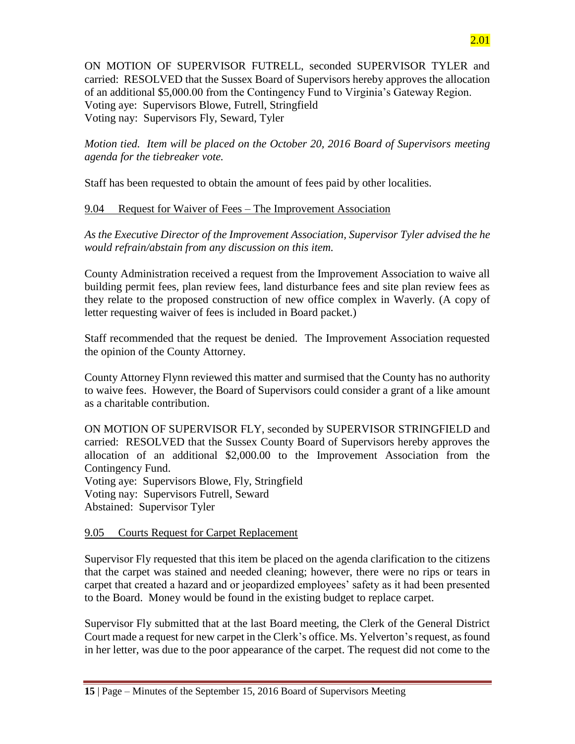2.01

ON MOTION OF SUPERVISOR FUTRELL, seconded SUPERVISOR TYLER and carried: RESOLVED that the Sussex Board of Supervisors hereby approves the allocation of an additional $5,000.00 from the Contingency Fund to Virginia's Gateway Region.
Voting aye: Supervisors Blowe, Futrell, Stringfield
Voting nay: Supervisors Fly, Seward, Tyler

*Motion tied. Item will be placed on the October 20, 2016 Board of Supervisors meeting agenda for the tiebreaker vote.*

Staff has been requested to obtain the amount of fees paid by other localities.

9.04 Request for Waiver of Fees – The Improvement Association

*As the Executive Director of the Improvement Association, Supervisor Tyler advised the he would refrain/abstain from any discussion on this item.*

County Administration received a request from the Improvement Association to waive all building permit fees, plan review fees, land disturbance fees and site plan review fees as they relate to the proposed construction of new office complex in Waverly. (A copy of letter requesting waiver of fees is included in Board packet.)

Staff recommended that the request be denied. The Improvement Association requested the opinion of the County Attorney.

County Attorney Flynn reviewed this matter and surmised that the County has no authority to waive fees. However, the Board of Supervisors could consider a grant of a like amount as a charitable contribution.

ON MOTION OF SUPERVISOR FLY, seconded by SUPERVISOR STRINGFIELD and carried: RESOLVED that the Sussex County Board of Supervisors hereby approves the allocation of an additional $2,000.00 to the Improvement Association from the Contingency Fund.
Voting aye: Supervisors Blowe, Fly, Stringfield
Voting nay: Supervisors Futrell, Seward
Abstained: Supervisor Tyler

9.05 Courts Request for Carpet Replacement

Supervisor Fly requested that this item be placed on the agenda clarification to the citizens that the carpet was stained and needed cleaning; however, there were no rips or tears in carpet that created a hazard and or jeopardized employees' safety as it had been presented to the Board. Money would be found in the existing budget to replace carpet.

Supervisor Fly submitted that at the last Board meeting, the Clerk of the General District Court made a request for new carpet in the Clerk's office. Ms. Yelverton's request, as found in her letter, was due to the poor appearance of the carpet. The request did not come to the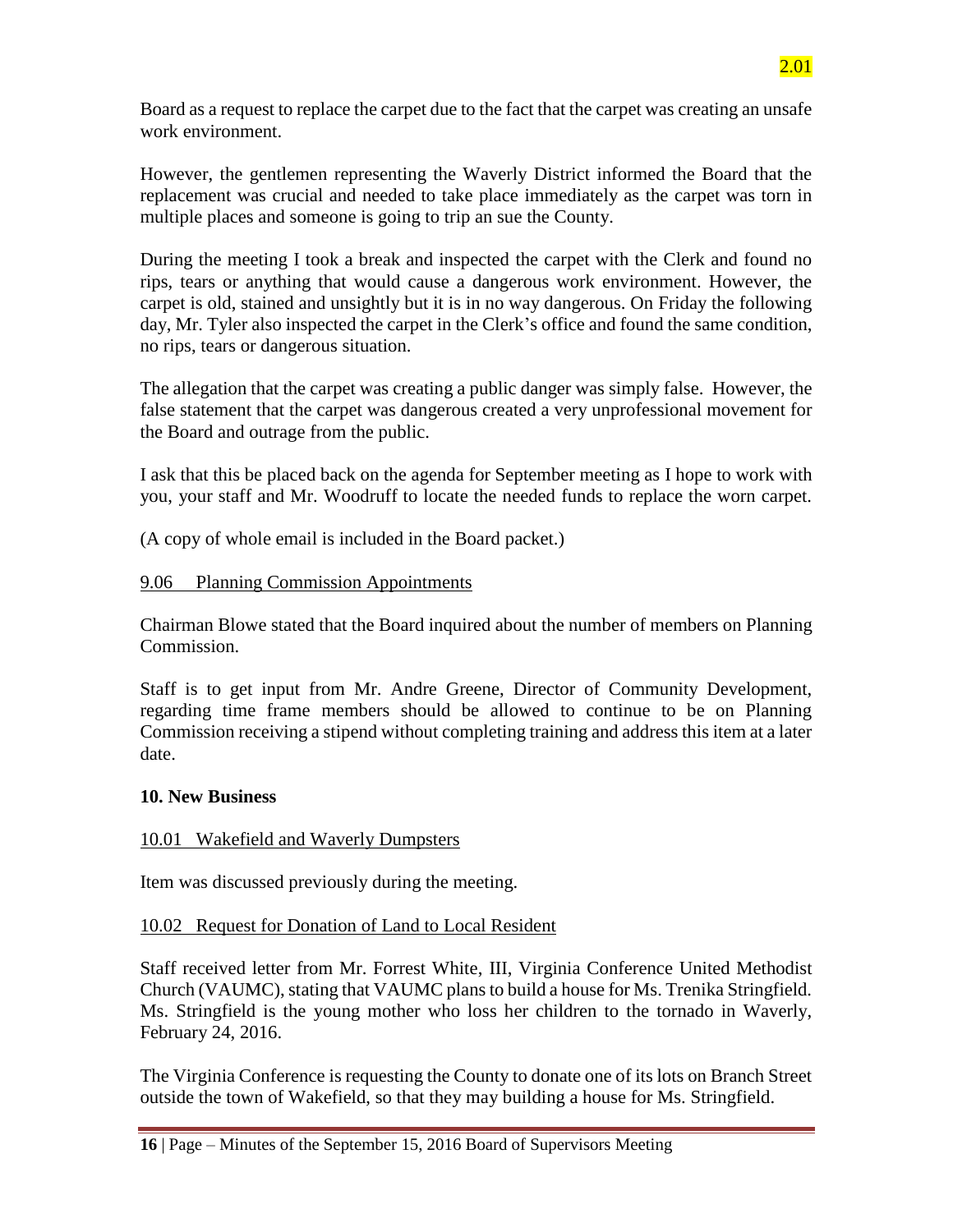Board as a request to replace the carpet due to the fact that the carpet was creating an unsafe work environment.

However, the gentlemen representing the Waverly District informed the Board that the replacement was crucial and needed to take place immediately as the carpet was torn in multiple places and someone is going to trip an sue the County.

During the meeting I took a break and inspected the carpet with the Clerk and found no rips, tears or anything that would cause a dangerous work environment. However, the carpet is old, stained and unsightly but it is in no way dangerous. On Friday the following day, Mr. Tyler also inspected the carpet in the Clerk's office and found the same condition, no rips, tears or dangerous situation.

The allegation that the carpet was creating a public danger was simply false. However, the false statement that the carpet was dangerous created a very unprofessional movement for the Board and outrage from the public.

I ask that this be placed back on the agenda for September meeting as I hope to work with you, your staff and Mr. Woodruff to locate the needed funds to replace the worn carpet.

(A copy of whole email is included in the Board packet.)

9.06 Planning Commission Appointments

Chairman Blowe stated that the Board inquired about the number of members on Planning Commission.

Staff is to get input from Mr. Andre Greene, Director of Community Development, regarding time frame members should be allowed to continue to be on Planning Commission receiving a stipend without completing training and address this item at a later date.

**10. New Business**

10.01 Wakefield and Waverly Dumpsters

Item was discussed previously during the meeting.

10.02 Request for Donation of Land to Local Resident

Staff received letter from Mr. Forrest White, III, Virginia Conference United Methodist Church (VAUMC), stating that VAUMC plans to build a house for Ms. Trenika Stringfield. Ms. Stringfield is the young mother who loss her children to the tornado in Waverly, February 24, 2016.

The Virginia Conference is requesting the County to donate one of its lots on Branch Street outside the town of Wakefield, so that they may building a house for Ms. Stringfield.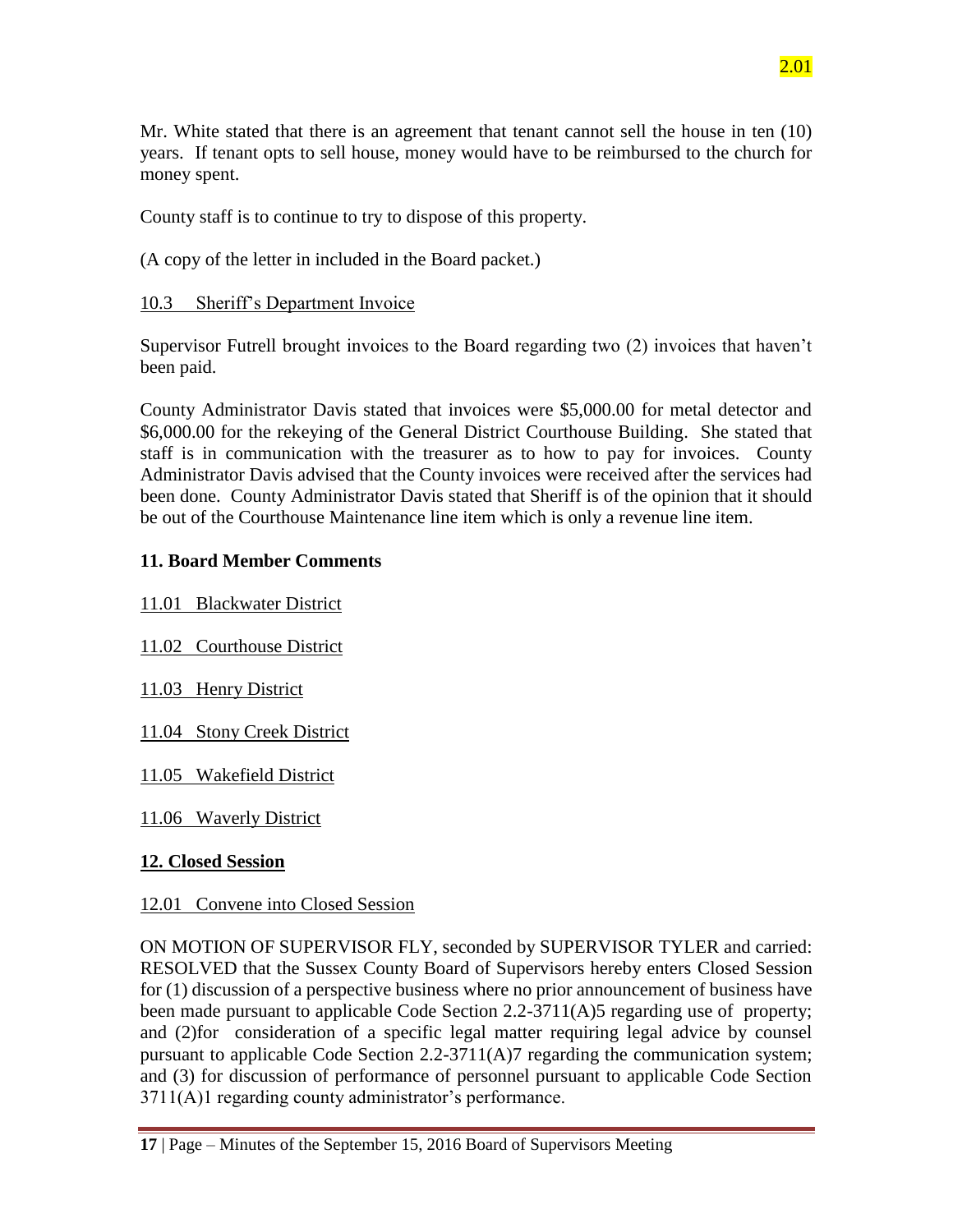Mr. White stated that there is an agreement that tenant cannot sell the house in ten (10) years. If tenant opts to sell house, money would have to be reimbursed to the church for money spent.

County staff is to continue to try to dispose of this property.

(A copy of the letter in included in the Board packet.)

10.3 Sheriff's Department Invoice

Supervisor Futrell brought invoices to the Board regarding two (2) invoices that haven't been paid.

County Administrator Davis stated that invoices were $5,000.00 for metal detector and $6,000.00 for the rekeying of the General District Courthouse Building. She stated that staff is in communication with the treasurer as to how to pay for invoices. County Administrator Davis advised that the County invoices were received after the services had been done. County Administrator Davis stated that Sheriff is of the opinion that it should be out of the Courthouse Maintenance line item which is only a revenue line item.

**11. Board Member Comments**

11.01 Blackwater District

11.02 Courthouse District

11.03 Henry District

11.04 Stony Creek District

11.05 Wakefield District

11.06 Waverly District

**12. Closed Session**

12.01 Convene into Closed Session

ON MOTION OF SUPERVISOR FLY, seconded by SUPERVISOR TYLER and carried: RESOLVED that the Sussex County Board of Supervisors hereby enters Closed Session for (1) discussion of a perspective business where no prior announcement of business have been made pursuant to applicable Code Section 2.2-3711(A)5 regarding use of property; and (2)for consideration of a specific legal matter requiring legal advice by counsel pursuant to applicable Code Section 2.2-3711(A)7 regarding the communication system; and (3) for discussion of performance of personnel pursuant to applicable Code Section 3711(A)1 regarding county administrator's performance.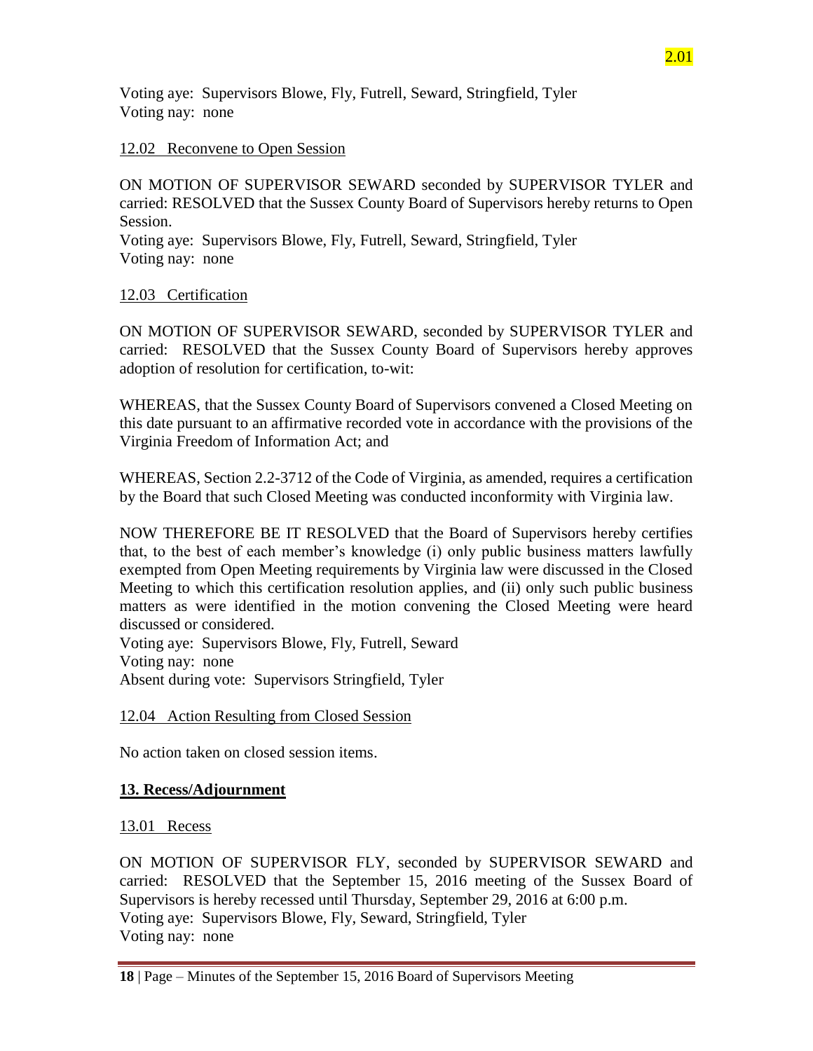Voting aye: Supervisors Blowe, Fly, Futrell, Seward, Stringfield, Tyler
Voting nay: none

12.02 Reconvene to Open Session

ON MOTION OF SUPERVISOR SEWARD seconded by SUPERVISOR TYLER and carried: RESOLVED that the Sussex County Board of Supervisors hereby returns to Open Session.
Voting aye: Supervisors Blowe, Fly, Futrell, Seward, Stringfield, Tyler
Voting nay: none

12.03 Certification

ON MOTION OF SUPERVISOR SEWARD, seconded by SUPERVISOR TYLER and carried: RESOLVED that the Sussex County Board of Supervisors hereby approves adoption of resolution for certification, to-wit:

WHEREAS, that the Sussex County Board of Supervisors convened a Closed Meeting on this date pursuant to an affirmative recorded vote in accordance with the provisions of the Virginia Freedom of Information Act; and

WHEREAS, Section 2.2-3712 of the Code of Virginia, as amended, requires a certification by the Board that such Closed Meeting was conducted inconformity with Virginia law.

NOW THEREFORE BE IT RESOLVED that the Board of Supervisors hereby certifies that, to the best of each member's knowledge (i) only public business matters lawfully exempted from Open Meeting requirements by Virginia law were discussed in the Closed Meeting to which this certification resolution applies, and (ii) only such public business matters as were identified in the motion convening the Closed Meeting were heard discussed or considered.
Voting aye: Supervisors Blowe, Fly, Futrell, Seward
Voting nay: none
Absent during vote: Supervisors Stringfield, Tyler

12.04 Action Resulting from Closed Session

No action taken on closed session items.

## 13. Recess/Adjournment

13.01 Recess

ON MOTION OF SUPERVISOR FLY, seconded by SUPERVISOR SEWARD and carried: RESOLVED that the September 15, 2016 meeting of the Sussex Board of Supervisors is hereby recessed until Thursday, September 29, 2016 at 6:00 p.m.
Voting aye: Supervisors Blowe, Fly, Seward, Stringfield, Tyler
Voting nay: none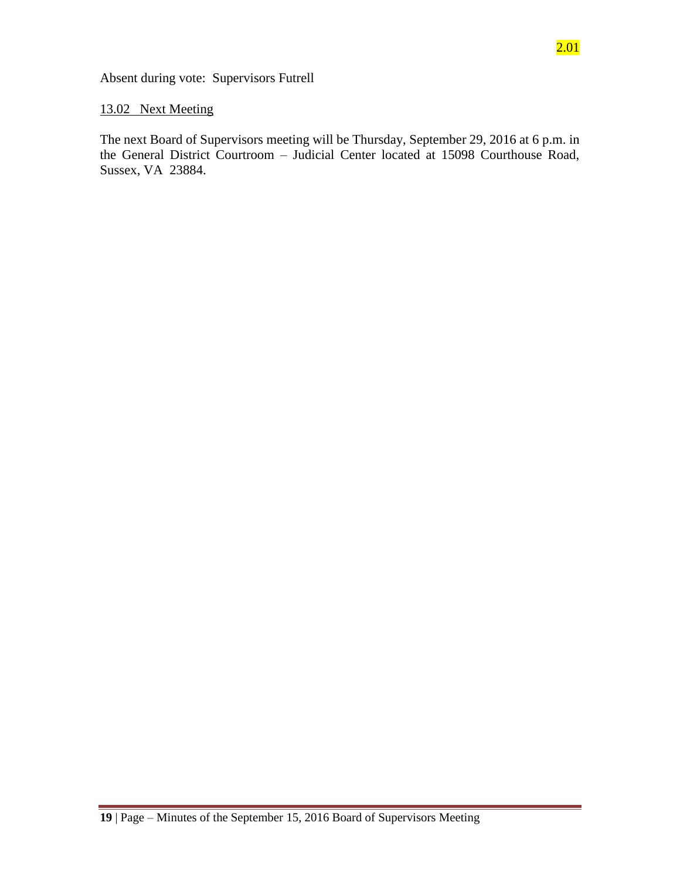Absent during vote: Supervisors Futrell

13.02 Next Meeting

The next Board of Supervisors meeting will be Thursday, September 29, 2016 at 6 p.m. in the General District Courtroom – Judicial Center located at 15098 Courthouse Road, Sussex, VA 23884.